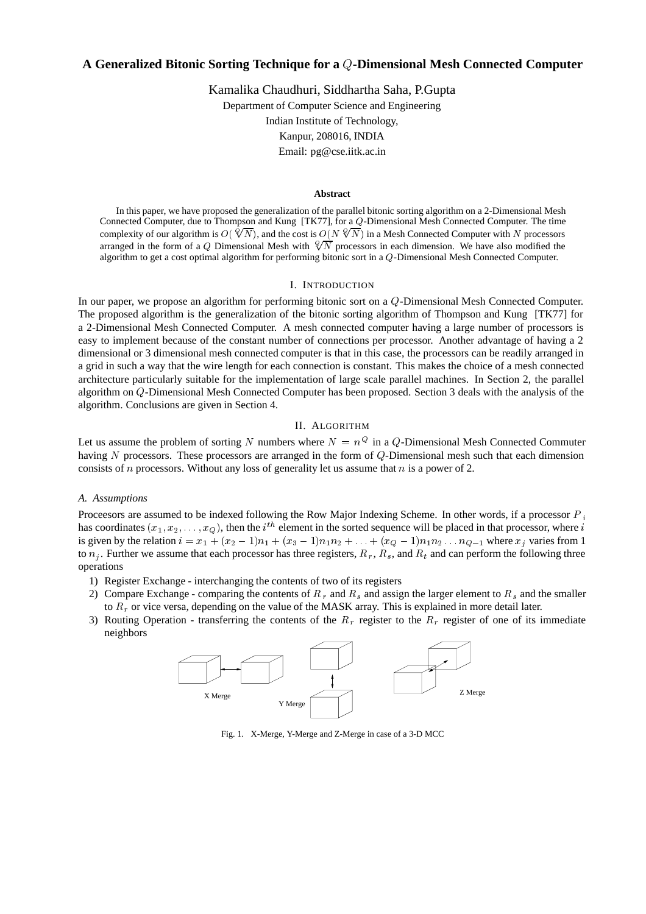# A Generalized Bitonic Sorting Technique for a $Q$-Dimensional Mesh Connected Computer

Kamalika Chaudhuri, Siddhartha Saha, P.Gupta

Department of Computer Science and Engineering

Indian Institute of Technology,

Kanpur, 208016, INDIA

Email: pg@cse.iitk.ac.in

**Abstract**

In this paper, we have proposed the generalization of the parallel bitonic sorting algorithm on a 2-Dimensional Mesh Connected Computer, due to Thompson and Kung [TK77], for a $Q$-Dimensional Mesh Connected Computer. The time complexity of our algorithm is $O(\sqrt[Q]{N})$, and the cost is $O(N\sqrt[Q]{N})$ in a Mesh Connected Computer with $N$ processors arranged in the form of a $Q$ Dimensional Mesh with $\sqrt[Q]{N}$ processors in each dimension. We have also modified the algorithm to get a cost optimal algorithm for performing bitonic sort in a $Q$-Dimensional Mesh Connected Computer.

## I. Introduction

In our paper, we propose an algorithm for performing bitonic sort on a $Q$-Dimensional Mesh Connected Computer. The proposed algorithm is the generalization of the bitonic sorting algorithm of Thompson and Kung [TK77] for a 2-Dimensional Mesh Connected Computer. A mesh connected computer having a large number of processors is easy to implement because of the constant number of connections per processor. Another advantage of having a 2 dimensional or 3 dimensional mesh connected computer is that in this case, the processors can be readily arranged in a grid in such a way that the wire length for each connection is constant. This makes the choice of a mesh connected architecture particularly suitable for the implementation of large scale parallel machines. In Section 2, the parallel algorithm on $Q$-Dimensional Mesh Connected Computer has been proposed. Section 3 deals with the analysis of the algorithm. Conclusions are given in Section 4.

## II. Algorithm

Let us assume the problem of sorting $N$ numbers where $N = n^Q$ in a $Q$-Dimensional Mesh Connected Commuter having $N$ processors. These processors are arranged in the form of $Q$-Dimensional mesh such that each dimension consists of $n$ processors. Without any loss of generality let us assume that $n$ is a power of 2.

### *A. Assumptions*

Proceesors are assumed to be indexed following the Row Major Indexing Scheme. In other words, if a processor $P_i$ has coordinates $(x_1, x_2, \ldots, x_Q)$, then the $i^{th}$ element in the sorted sequence will be placed in that processor, where $i$ is given by the relation $i = x_1 + (x_2 - 1)n_1 + (x_3 - 1)n_1 n_2 + \ldots + (x_Q - 1)n_1 n_2 \ldots n_{Q-1}$ where $x_j$ varies from 1 to $n_j$. Further we assume that each processor has three registers, $R_r$, $R_s$, and $R_t$ and can perform the following three operations

1) Register Exchange - interchanging the contents of two of its registers
2) Compare Exchange - comparing the contents of $R_r$ and $R_s$ and assign the larger element to $R_s$ and the smaller to $R_r$ or vice versa, depending on the value of the MASK array. This is explained in more detail later.
3) Routing Operation - transferring the contents of the $R_r$ register to the $R_r$ register of one of its immediate neighbors

X Merge    Y Merge    Z Merge

Fig. 1. X-Merge, Y-Merge and Z-Merge in case of a 3-D MCC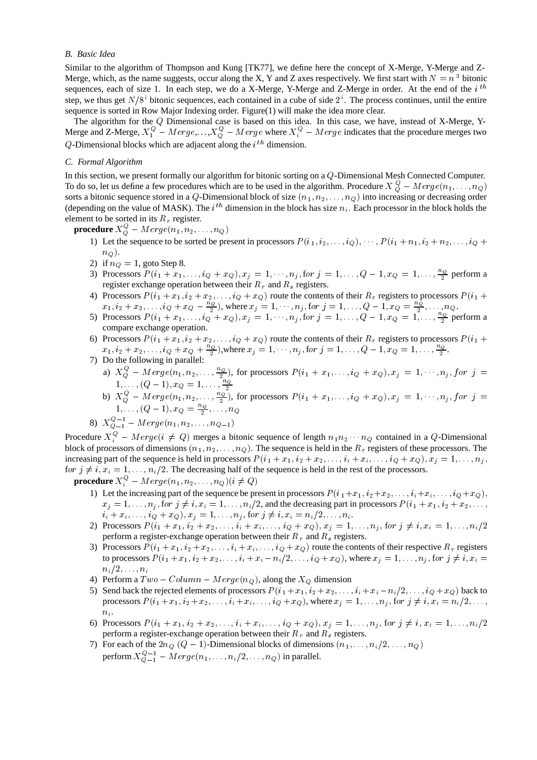### B. Basic Idea

Similar to the algorithm of Thompson and Kung [TK77], we define here the concept of X-Merge, Y-Merge and Z-Merge, which, as the name suggests, occur along the X, Y and Z axes respectively. We first start with $N = n^3$ bitonic sequences, each of size 1. In each step, we do a X-Merge, Y-Merge and Z-Merge in order. At the end of the $i^{th}$ step, we thus get $N/8^i$ bitonic sequences, each contained in a cube of side $2^i$. The process continues, until the entire sequence is sorted in Row Major Indexing order. Figure(1) will make the idea more clear.

The algorithm for the $Q$ Dimensional case is based on this idea. In this case, we have, instead of X-Merge, Y-Merge and Z-Merge, $X_1^Q - Merge, \ldots, X_Q^Q - Merge$ where $X_i^Q - Merge$ indicates that the procedure merges two $Q$-Dimensional blocks which are adjacent along the $i^{th}$ dimension.

### C. Formal Algorithm

In this section, we present formally our algorithm for bitonic sorting on a $Q$-Dimensional Mesh Connected Computer. To do so, let us define a few procedures which are to be used in the algorithm. Procedure $X_Q^Q - Merge(n_1, \ldots, n_Q)$ sorts a bitonic sequence stored in a $Q$-Dimensional block of size $(n_1, n_2, \ldots, n_Q)$ into increasing or decreasing order (depending on the value of MASK). The $i^{th}$ dimension in the block has size $n_i$. Each processor in the block holds the element to be sorted in its $R_r$ register.

**procedure** $X_Q^Q - Merge(n_1, n_2, \ldots, n_Q)$

1) Let the sequence to be sorted be present in processors $P(i_1, i_2, \ldots, i_Q), \cdots, P(i_1 + n_1, i_2 + n_2, \ldots, i_Q + n_Q)$.
2) if $n_Q = 1$, goto Step 8.
3) Processors $P(i_1 + x_1, \ldots, i_Q + x_Q), x_j = 1, \cdots, n_j, for\ j = 1, \ldots, Q-1, x_Q = 1, \ldots, \frac{n_Q}{2}$ perform a register exchange operation between their $R_r$ and $R_s$ registers.
4) Processors $P(i_1 + x_1, i_2 + x_2, \ldots, i_Q + x_Q)$ route the contents of their $R_r$ registers to processors $P(i_1 + x_1, i_2 + x_2, \ldots, i_Q + x_Q - \frac{n_Q}{2})$, where $x_j = 1, \cdots, n_j, for\ j = 1, \ldots, Q-1, x_Q = \frac{n_Q}{2}, \ldots, n_Q$.
5) Processors $P(i_1 + x_1, \ldots, i_Q + x_Q), x_j = 1, \cdots, n_j, for\ j = 1, \ldots, Q-1, x_Q = 1, \ldots, \frac{n_Q}{2}$ perform a compare exchange operation.
6) Processors $P(i_1 + x_1, i_2 + x_2, \ldots, i_Q + x_Q)$ route the contents of their $R_r$ registers to processors $P(i_1 + x_1, i_2 + x_2, \ldots, i_Q + x_Q + \frac{n_Q}{2})$,where $x_j = 1, \cdots, n_j, for\ j = 1, \ldots, Q-1, x_Q = 1, \ldots, \frac{n_Q}{2}$.
7) Do the following in parallel:
   a) $X_Q^Q - Merge(n_1, n_2, \ldots, \frac{n_Q}{2})$, for processors $P(i_1 + x_1, \ldots, i_Q + x_Q), x_j = 1, \cdots, n_j, for\ j = 1, \ldots, (Q-1), x_Q = 1, \ldots, \frac{n_Q}{2}$
   b) $X_Q^Q - Merge(n_1, n_2, \ldots, \frac{n_Q}{2})$, for processors $P(i_1 + x_1, \ldots, i_Q + x_Q), x_j = 1, \cdots, n_j, for\ j = 1, \ldots, (Q-1), x_Q = \frac{n_Q}{2}, \ldots, n_Q$
8) $X_{Q-1}^{Q-1} - Merge(n_1, n_2, \ldots, n_{Q-1})$

Procedure $X_i^Q - Merge(i \neq Q)$ merges a bitonic sequence of length $n_1 n_2 \cdots n_Q$ contained in a $Q$-Dimensional block of processors of dimensions $(n_1, n_2, \ldots, n_Q)$. The sequence is held in the $R_r$ registers of these processors. The increasing part of the sequence is held in processors $P(i_1 + x_1, i_2 + x_2, \ldots, i_i + x_i, \ldots, i_Q + x_Q), x_j = 1, \ldots, n_j, for\ j \neq i, x_i = 1, \ldots, n_i/2$. The decreasing half of the sequence is held in the rest of the processors.

**procedure** $X_i^Q - Merge(n_1, n_2, \ldots, n_Q)(i \neq Q)$

1) Let the increasing part of the sequence be present in processors $P(i_1 + x_1, i_2 + x_2, \ldots, i_i + x_i, \ldots, i_Q + x_Q)$, $x_j = 1, \ldots, n_j, for\ j \neq i, x_i = 1, \ldots, n_i/2$, and the decreasing part in processors $P(i_1 + x_1, i_2 + x_2, \ldots, i_i + x_i, \ldots, i_Q + x_Q), x_j = 1, \ldots, n_j, for\ j \neq i, x_i = n_i/2, \ldots, n_i$.
2) Processors $P(i_1 + x_1, i_2 + x_2, \ldots, i_i + x_i, \ldots, i_Q + x_Q), x_j = 1, \ldots, n_j, for\ j \neq i, x_i = 1, \ldots, n_i/2$ perform a register-exchange operation between their $R_r$ and $R_s$ registers.
3) Processors $P(i_1 + x_1, i_2 + x_2, \ldots, i_i + x_i, \ldots, i_Q + x_Q)$ route the contents of their respective $R_r$ registers to processors $P(i_1 + x_1, i_2 + x_2, \ldots, i_i + x_i - n_i/2, \ldots, i_Q + x_Q)$, where $x_j = 1, \ldots, n_j, for\ j \neq i, x_i = n_i/2, \ldots, n_i$
4) Perform a $Two - Column - Merge(n_Q)$, along the $X_Q$ dimension
5) Send back the rejected elements of processors $P(i_1 + x_1, i_2 + x_2, \ldots, i_i + x_i - n_i/2, \ldots, i_Q + x_Q)$ back to processors $P(i_1 + x_1, i_2 + x_2, \ldots, i_i + x_i, \ldots, i_Q + x_Q)$, where $x_j = 1, \ldots, n_j, for\ j \neq i, x_i = n_i/2, \ldots, n_i$.
6) Processors $P(i_1 + x_1, i_2 + x_2, \ldots, i_i + x_i, \ldots, i_Q + x_Q), x_j = 1, \ldots, n_j, for\ j \neq i, x_i = 1, \ldots, n_i/2$ perform a register-exchange operation between their $R_r$ and $R_s$ registers.
7) For each of the $2n_Q$ $(Q-1)$-Dimensional blocks of dimensions $(n_1, \ldots, n_i/2, \ldots, n_Q)$ perform $X_{Q-1}^{Q-1} - Merge(n_1, \ldots, n_i/2, \ldots, n_Q)$ in parallel.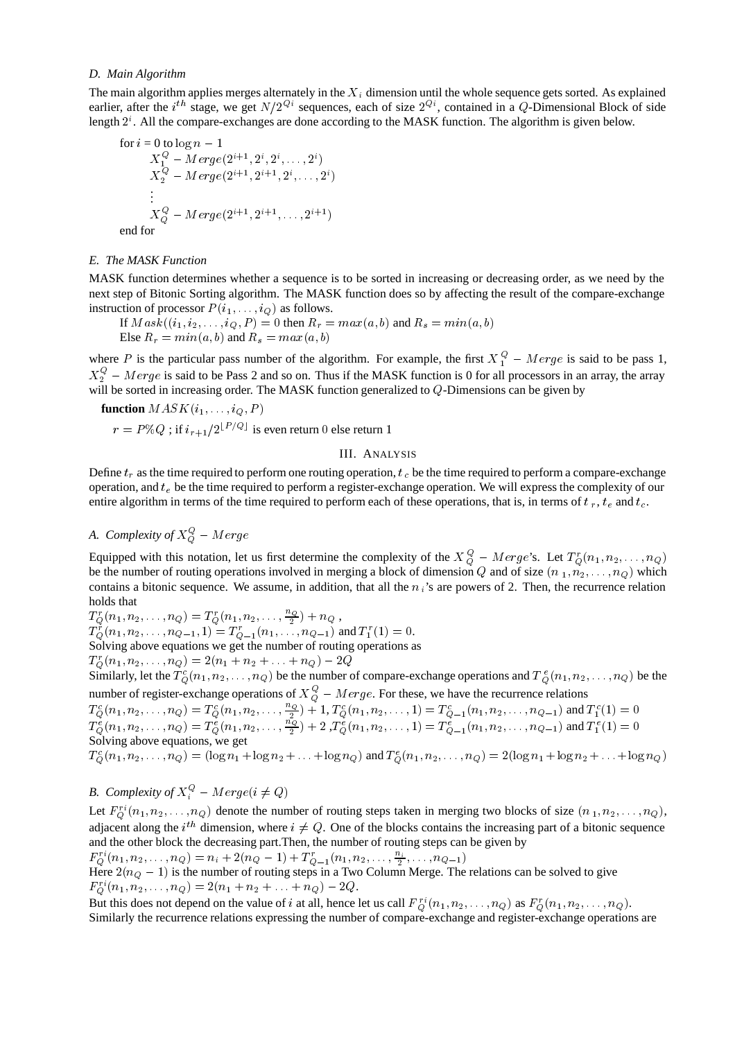### D. Main Algorithm

The main algorithm applies merges alternately in the $X_i$ dimension until the whole sequence gets sorted. As explained earlier, after the $i^{th}$ stage, we get $N/2^{Qi}$ sequences, each of size $2^{Qi}$, contained in a $Q$-Dimensional Block of side length $2^i$. All the compare-exchanges are done according to the MASK function. The algorithm is given below.

for $i$ = 0 to $\log n - 1$

$X_1^Q - Merge(2^{i+1}, 2^i, 2^i, \ldots, 2^i)$

$X_2^Q - Merge(2^{i+1}, 2^{i+1}, 2^i, \ldots, 2^i)$

$\vdots$

$X_Q^Q - Merge(2^{i+1}, 2^{i+1}, \ldots, 2^{i+1})$

end for

### E. The MASK Function

MASK function determines whether a sequence is to be sorted in increasing or decreasing order, as we need by the next step of Bitonic Sorting algorithm. The MASK function does so by affecting the result of the compare-exchange instruction of processor $P(i_1, \ldots, i_Q)$ as follows.

If $Mask((i_1, i_2, \ldots, i_Q, P) = 0$ then $R_r = max(a, b)$ and $R_s = min(a, b)$
Else $R_r = min(a, b)$ and $R_s = max(a, b)$

where $P$ is the particular pass number of the algorithm. For example, the first $X_1^Q - Merge$ is said to be pass 1, $X_2^Q - Merge$ is said to be Pass 2 and so on. Thus if the MASK function is 0 for all processors in an array, the array will be sorted in increasing order. The MASK function generalized to $Q$-Dimensions can be given by

**function** $MASK(i_1, \ldots, i_Q, P)$

$r = P\%Q$ ; if $i_{r+1}/2^{\lfloor P/Q \rfloor}$ is even return 0 else return 1

## III. Analysis

Define $t_r$ as the time required to perform one routing operation, $t_c$ be the time required to perform a compare-exchange operation, and $t_e$ be the time required to perform a register-exchange operation. We will express the complexity of our entire algorithm in terms of the time required to perform each of these operations, that is, in terms of $t_r$, $t_e$ and $t_c$.

### A. Complexity of $X_Q^Q - Merge$

Equipped with this notation, let us first determine the complexity of the $X_Q^Q - Merge$'s. Let $T_Q^r(n_1, n_2, \ldots, n_Q)$ be the number of routing operations involved in merging a block of dimension $Q$ and of size $(n_1, n_2, \ldots, n_Q)$ which contains a bitonic sequence. We assume, in addition, that all the $n_i$'s are powers of 2. Then, the recurrence relation holds that

$T_Q^r(n_1, n_2, \ldots, n_Q) = T_Q^r(n_1, n_2, \ldots, \frac{n_Q}{2}) + n_Q$ ,
$T_Q^r(n_1, n_2, \ldots, n_{Q-1}, 1) = T_{Q-1}^r(n_1, \ldots, n_{Q-1})$ and $T_1^r(1) = 0$.
Solving above equations we get the number of routing operations as
$T_Q^r(n_1, n_2, \ldots, n_Q) = 2(n_1 + n_2 + \ldots + n_Q) - 2Q$
Similarly, let the $T_Q^c(n_1, n_2, \ldots, n_Q)$ be the number of compare-exchange operations and $T_Q^e(n_1, n_2, \ldots, n_Q)$ be the number of register-exchange operations of $X_Q^Q - Merge$. For these, we have the recurrence relations
$T_Q^c(n_1, n_2, \ldots, n_Q) = T_Q^c(n_1, n_2, \ldots, \frac{n_Q}{2}) + 1$, $T_Q^c(n_1, n_2, \ldots, 1) = T_{Q-1}^c(n_1, n_2, \ldots, n_{Q-1})$ and $T_1^c(1) = 0$
$T_Q^e(n_1, n_2, \ldots, n_Q) = T_Q^e(n_1, n_2, \ldots, \frac{n_Q}{2}) + 2$ ,$T_Q^e(n_1, n_2, \ldots, 1) = T_{Q-1}^e(n_1, n_2, \ldots, n_{Q-1})$ and $T_1^e(1) = 0$
Solving above equations, we get
$T_Q^c(n_1, n_2, \ldots, n_Q) = (\log n_1 + \log n_2 + \ldots + \log n_Q)$ and $T_Q^e(n_1, n_2, \ldots, n_Q) = 2(\log n_1 + \log n_2 + \ldots + \log n_Q)$

### B. Complexity of $X_i^Q - Merge(i \neq Q)$

Let $F_Q^{ri}(n_1, n_2, \ldots, n_Q)$ denote the number of routing steps taken in merging two blocks of size $(n_1, n_2, \ldots, n_Q)$, adjacent along the $i^{th}$ dimension, where $i \neq Q$. One of the blocks contains the increasing part of a bitonic sequence and the other block the decreasing part.Then, the number of routing steps can be given by
$F_Q^{ri}(n_1, n_2, \ldots, n_Q) = n_i + 2(n_Q - 1) + T_{Q-1}^r(n_1, n_2, \ldots, \frac{n_i}{2}, \ldots, n_{Q-1})$
Here $2(n_Q - 1)$ is the number of routing steps in a Two Column Merge. The relations can be solved to give
$F_Q^{ri}(n_1, n_2, \ldots, n_Q) = 2(n_1 + n_2 + \ldots + n_Q) - 2Q$.
But this does not depend on the value of $i$ at all, hence let us call $F_Q^{ri}(n_1, n_2, \ldots, n_Q)$ as $F_Q^r(n_1, n_2, \ldots, n_Q)$.
Similarly the recurrence relations expressing the number of compare-exchange and register-exchange operations are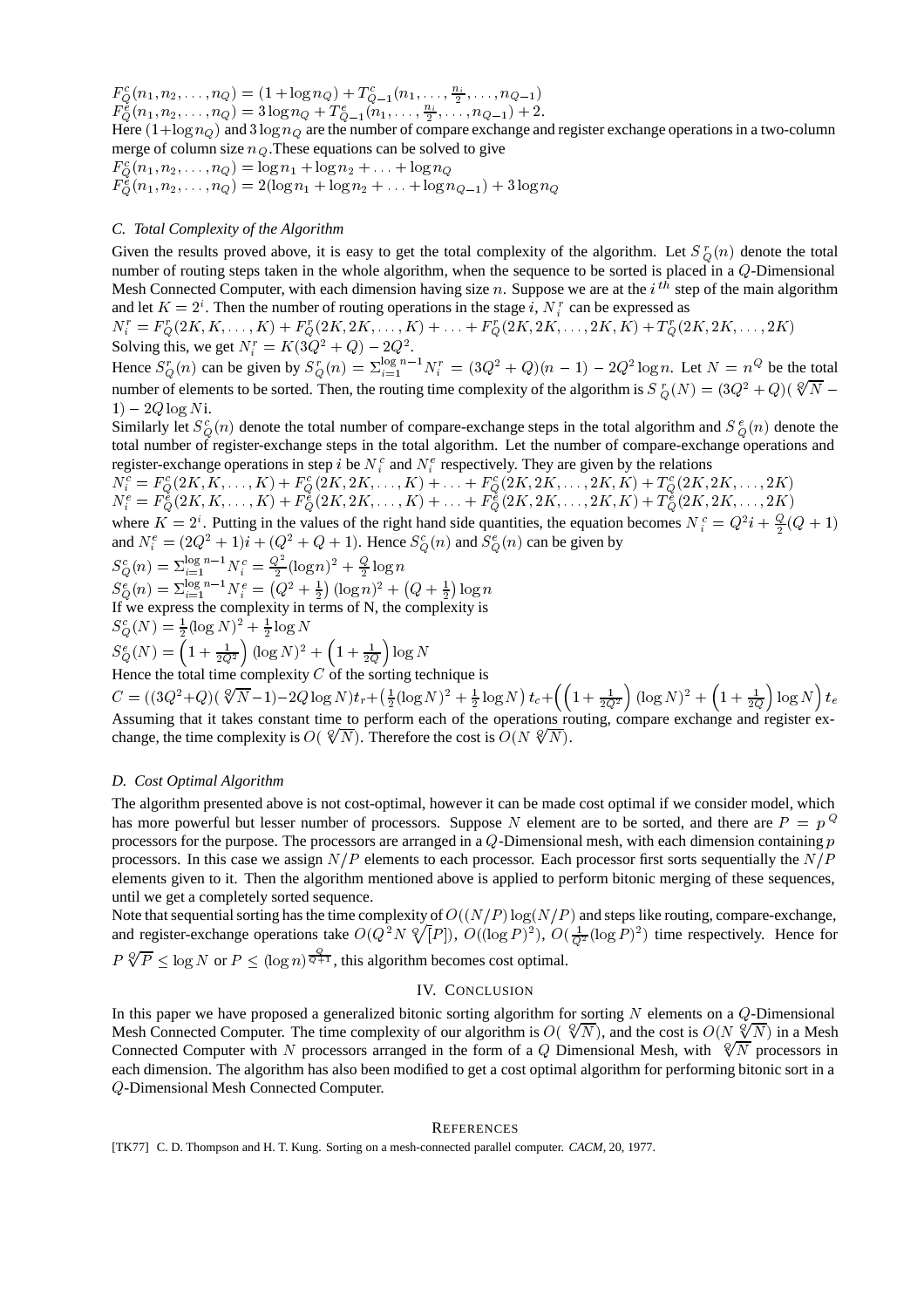$F_Q^c(n_1, n_2, \ldots, n_Q) = (1 + \log n_Q) + T_{Q-1}^c(n_1, \ldots, \frac{n_i}{2}, \ldots, n_{Q-1})$
$F_Q^e(n_1, n_2, \ldots, n_Q) = 3\log n_Q + T_{Q-1}^e(n_1, \ldots, \frac{n_i}{2}, \ldots, n_{Q-1}) + 2.$
Here $(1+\log n_Q)$ and $3\log n_Q$ are the number of compare exchange and register exchange operations in a two-column merge of column size $n_Q$. These equations can be solved to give
$F_Q^c(n_1, n_2, \ldots, n_Q) = \log n_1 + \log n_2 + \ldots + \log n_Q$
$F_Q^e(n_1, n_2, \ldots, n_Q) = 2(\log n_1 + \log n_2 + \ldots + \log n_{Q-1}) + 3\log n_Q$

### C. Total Complexity of the Algorithm

Given the results proved above, it is easy to get the total complexity of the algorithm. Let $S_Q^r(n)$ denote the total number of routing steps taken in the whole algorithm, when the sequence to be sorted is placed in a $Q$-Dimensional Mesh Connected Computer, with each dimension having size $n$. Suppose we are at the $i^{th}$ step of the main algorithm and let $K = 2^i$. Then the number of routing operations in the stage $i$, $N_i^r$ can be expressed as
$N_i^r = F_Q^r(2K, K, \ldots, K) + F_Q^r(2K, 2K, \ldots, K) + \ldots + F_Q^r(2K, 2K, \ldots, 2K, K) + T_Q^r(2K, 2K, \ldots, 2K)$
Solving this, we get $N_i^r = K(3Q^2 + Q) - 2Q^2$.
Hence $S_Q^r(n)$ can be given by $S_Q^r(n) = \Sigma_{i=1}^{\log n - 1} N_i^r = (3Q^2 + Q)(n-1) - 2Q^2 \log n$. Let $N = n^Q$ be the total number of elements to be sorted. Then, the routing time complexity of the algorithm is $S_Q^r(N) = (3Q^2+Q)(\sqrt[Q]{N} - 1) - 2Q\log N$i.
Similarly let $S_Q^c(n)$ denote the total number of compare-exchange steps in the total algorithm and $S_Q^e(n)$ denote the total number of register-exchange steps in the total algorithm. Let the number of compare-exchange operations and register-exchange operations in step $i$ be $N_i^c$ and $N_i^e$ respectively. They are given by the relations
$N_i^c = F_Q^c(2K, K, \ldots, K) + F_Q^c(2K, 2K, \ldots, K) + \ldots + F_Q^c(2K, 2K, \ldots, 2K, K) + T_Q^c(2K, 2K, \ldots, 2K)$
$N_i^e = F_Q^e(2K, K, \ldots, K) + F_Q^e(2K, 2K, \ldots, K) + \ldots + F_Q^e(2K, 2K, \ldots, 2K, K) + T_Q^e(2K, 2K, \ldots, 2K)$
where $K = 2^i$. Putting in the values of the right hand side quantities, the equation becomes $N_i^c = Q^2 i + \frac{Q}{2}(Q+1)$ and $N_i^e = (2Q^2+1)i + (Q^2 + Q + 1)$. Hence $S_Q^c(n)$ and $S_Q^e(n)$ can be given by
$S_Q^c(n) = \Sigma_{i=1}^{\log n - 1} N_i^c = \frac{Q^2}{2}(\log n)^2 + \frac{Q}{2}\log n$
$S_Q^e(n) = \Sigma_{i=1}^{\log n - 1} N_i^e = \left(Q^2 + \frac{1}{2}\right)(\log n)^2 + \left(Q + \frac{1}{2}\right)\log n$
If we express the complexity in terms of N, the complexity is
$S_Q^c(N) = \frac{1}{2}(\log N)^2 + \frac{1}{2}\log N$
$S_Q^e(N) = \left(1 + \frac{1}{2Q^2}\right)(\log N)^2 + \left(1 + \frac{1}{2Q}\right)\log N$
Hence the total time complexity $C$ of the sorting technique is
$C = ((3Q^2+Q)(\sqrt[Q]{N}-1) - 2Q\log N)t_r + \left(\frac{1}{2}(\log N)^2 + \frac{1}{2}\log N\right)t_c + \left(\left(1 + \frac{1}{2Q^2}\right)(\log N)^2 + \left(1 + \frac{1}{2Q}\right)\log N\right)t_e$
Assuming that it takes constant time to perform each of the operations routing, compare exchange and register exchange, the time complexity is $O(\sqrt[Q]{N})$. Therefore the cost is $O(N\sqrt[Q]{N})$.

### D. Cost Optimal Algorithm

The algorithm presented above is not cost-optimal, however it can be made cost optimal if we consider model, which has more powerful but lesser number of processors. Suppose $N$ element are to be sorted, and there are $P = p^Q$ processors for the purpose. The processors are arranged in a $Q$-Dimensional mesh, with each dimension containing $p$ processors. In this case we assign $N/P$ elements to each processor. Each processor first sorts sequentially the $N/P$ elements given to it. Then the algorithm mentioned above is applied to perform bitonic merging of these sequences, until we get a completely sorted sequence.
Note that sequential sorting has the time complexity of $O((N/P)\log(N/P)$ and steps like routing, compare-exchange, and register-exchange operations take $O(Q^2 N \sqrt[Q]{[P]})$, $O((\log P)^2)$, $O(\frac{1}{Q^2}(\log P)^2)$ time respectively. Hence for $P\sqrt[Q]{P} \leq \log N$ or $P \leq (\log n)^{\frac{Q}{Q+1}}$, this algorithm becomes cost optimal.

## IV. Conclusion

In this paper we have proposed a generalized bitonic sorting algorithm for sorting $N$ elements on a $Q$-Dimensional Mesh Connected Computer. The time complexity of our algorithm is $O(\sqrt[Q]{N})$, and the cost is $O(N\sqrt[Q]{N})$ in a Mesh Connected Computer with $N$ processors arranged in the form of a $Q$ Dimensional Mesh, with $\sqrt[Q]{N}$ processors in each dimension. The algorithm has also been modified to get a cost optimal algorithm for performing bitonic sort in a $Q$-Dimensional Mesh Connected Computer.

## References

[TK77] C. D. Thompson and H. T. Kung. Sorting on a mesh-connected parallel computer. *CACM*, 20, 1977.